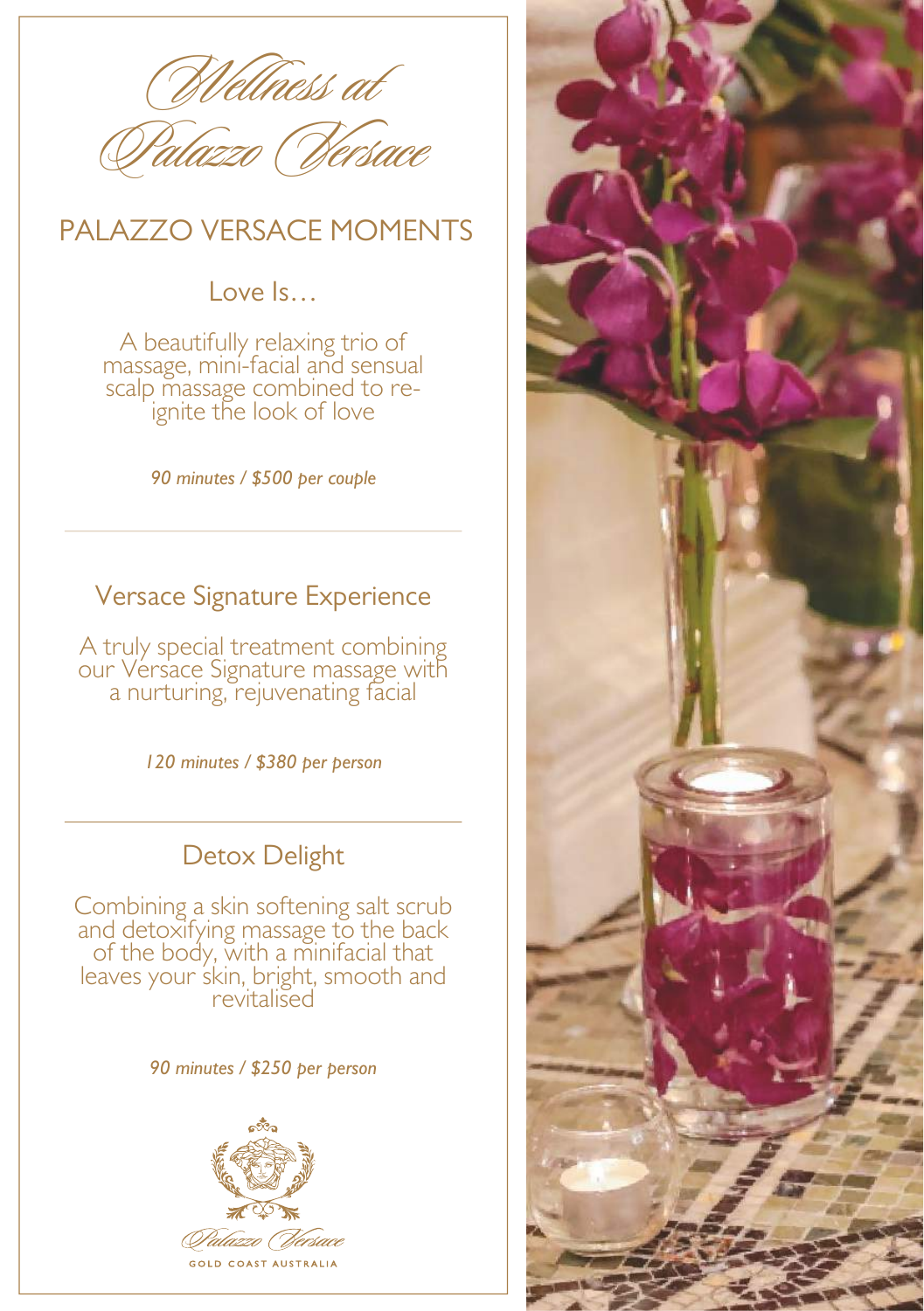# Wellness at Palazzo Versace

## PALAZZO VERSACE MOMENTS

### Love Is…

A beautifully relaxing trio of massage, mini-facial and sensual scalp massage combined to re-ignite the look of love

*90 minutes / $500 per couple*

---

### Versace Signature Experience

A truly special treatment combining our Versace Signature massage with a nurturing, rejuvenating facial

*120 minutes / $380 per person*

---

### Detox Delight

Combining a skin softening salt scrub and detoxifying massage to the back of the body, with a minifacial that leaves your skin, bright, smooth and revitalised

*90 minutes / $250 per person*

Palazzo Versace

GOLD COAST AUSTRALIA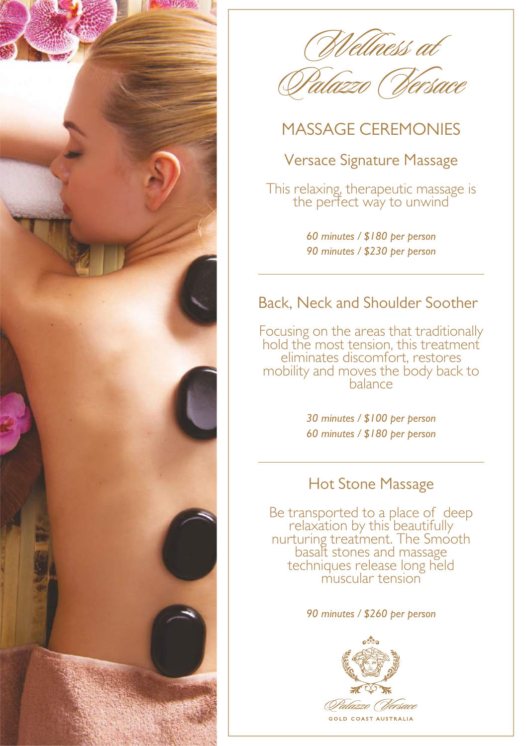# Wellness at Palazzo Versace

## MASSAGE CEREMONIES

### Versace Signature Massage

This relaxing, therapeutic massage is the perfect way to unwind

*60 minutes / $180 per person*
*90 minutes / $230 per person*

---

### Back, Neck and Shoulder Soother

Focusing on the areas that traditionally hold the most tension, this treatment eliminates discomfort, restores mobility and moves the body back to balance

*30 minutes / $100 per person*
*60 minutes / $180 per person*

---

### Hot Stone Massage

Be transported to a place of deep relaxation by this beautifully nurturing treatment. The Smooth basalt stones and massage techniques release long held muscular tension

*90 minutes / $260 per person*

Palazzo Versace

GOLD COAST AUSTRALIA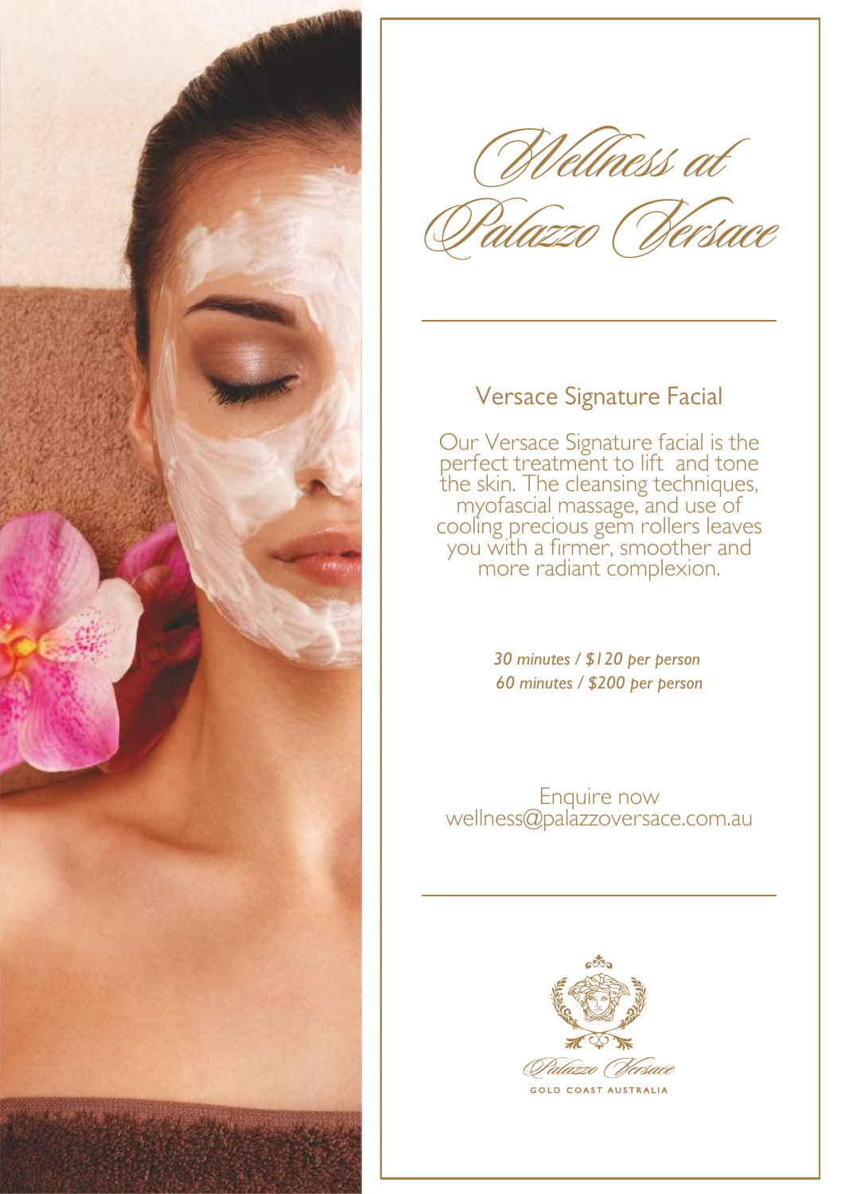# Wellness at Palazzo Versace

## Versace Signature Facial

Our Versace Signature facial is the perfect treatment to lift and tone the skin. The cleansing techniques, myofascial massage, and use of cooling precious gem rollers leaves you with a firmer, smoother and more radiant complexion.

*30 minutes / $120 per person*
*60 minutes / $200 per person*

Enquire now
wellness@palazzoversace.com.au

Palazzo Versace
GOLD COAST AUSTRALIA